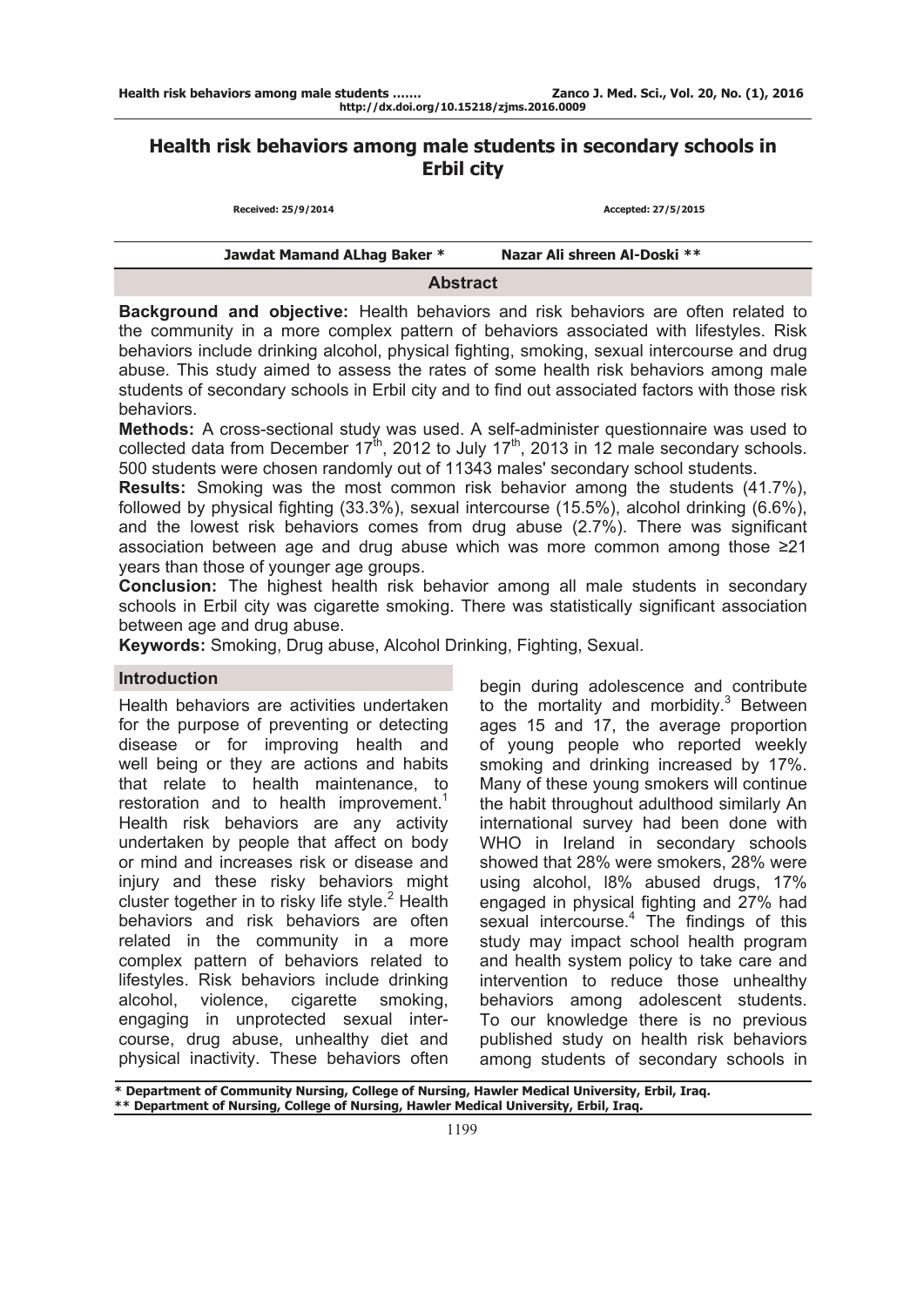# Health risk behaviors among male students in secondary schools in Erbil city

Received: 25/9/2014 Accepted: 27/5/2015

**Jawdat Mamand ALhag Baker *** **Nazar Ali shreen Al-Doski ****

## Abstract

**Background and objective:** Health behaviors and risk behaviors are often related to the community in a more complex pattern of behaviors associated with lifestyles. Risk behaviors include drinking alcohol, physical fighting, smoking, sexual intercourse and drug abuse. This study aimed to assess the rates of some health risk behaviors among male students of secondary schools in Erbil city and to find out associated factors with those risk behaviors.

**Methods:** A cross-sectional study was used. A self-administer questionnaire was used to collected data from December 17$^{th}$, 2012 to July 17$^{th}$, 2013 in 12 male secondary schools. 500 students were chosen randomly out of 11343 males' secondary school students.

**Results:** Smoking was the most common risk behavior among the students (41.7%), followed by physical fighting (33.3%), sexual intercourse (15.5%), alcohol drinking (6.6%), and the lowest risk behaviors comes from drug abuse (2.7%). There was significant association between age and drug abuse which was more common among those ≥21 years than those of younger age groups.

**Conclusion:** The highest health risk behavior among all male students in secondary schools in Erbil city was cigarette smoking. There was statistically significant association between age and drug abuse.

**Keywords:** Smoking, Drug abuse, Alcohol Drinking, Fighting, Sexual.

## Introduction

Health behaviors are activities undertaken for the purpose of preventing or detecting disease or for improving health and well being or they are actions and habits that relate to health maintenance, to restoration and to health improvement.[1] Health risk behaviors are any activity undertaken by people that affect on body or mind and increases risk or disease and injury and these risky behaviors might cluster together in to risky life style.[2] Health behaviors and risk behaviors are often related in the community in a more complex pattern of behaviors related to lifestyles. Risk behaviors include drinking alcohol, violence, cigarette smoking, engaging in unprotected sexual inter-course, drug abuse, unhealthy diet and physical inactivity. These behaviors often begin during adolescence and contribute to the mortality and morbidity.[3] Between ages 15 and 17, the average proportion of young people who reported weekly smoking and drinking increased by 17%. Many of these young smokers will continue the habit throughout adulthood similarly An international survey had been done with WHO in Ireland in secondary schools showed that 28% were smokers, 28% were using alcohol, l8% abused drugs, 17% engaged in physical fighting and 27% had sexual intercourse.[4] The findings of this study may impact school health program and health system policy to take care and intervention to reduce those unhealthy behaviors among adolescent students. To our knowledge there is no previous published study on health risk behaviors among students of secondary schools in

* Department of Community Nursing, College of Nursing, Hawler Medical University, Erbil, Iraq.
** Department of Nursing, College of Nursing, Hawler Medical University, Erbil, Iraq.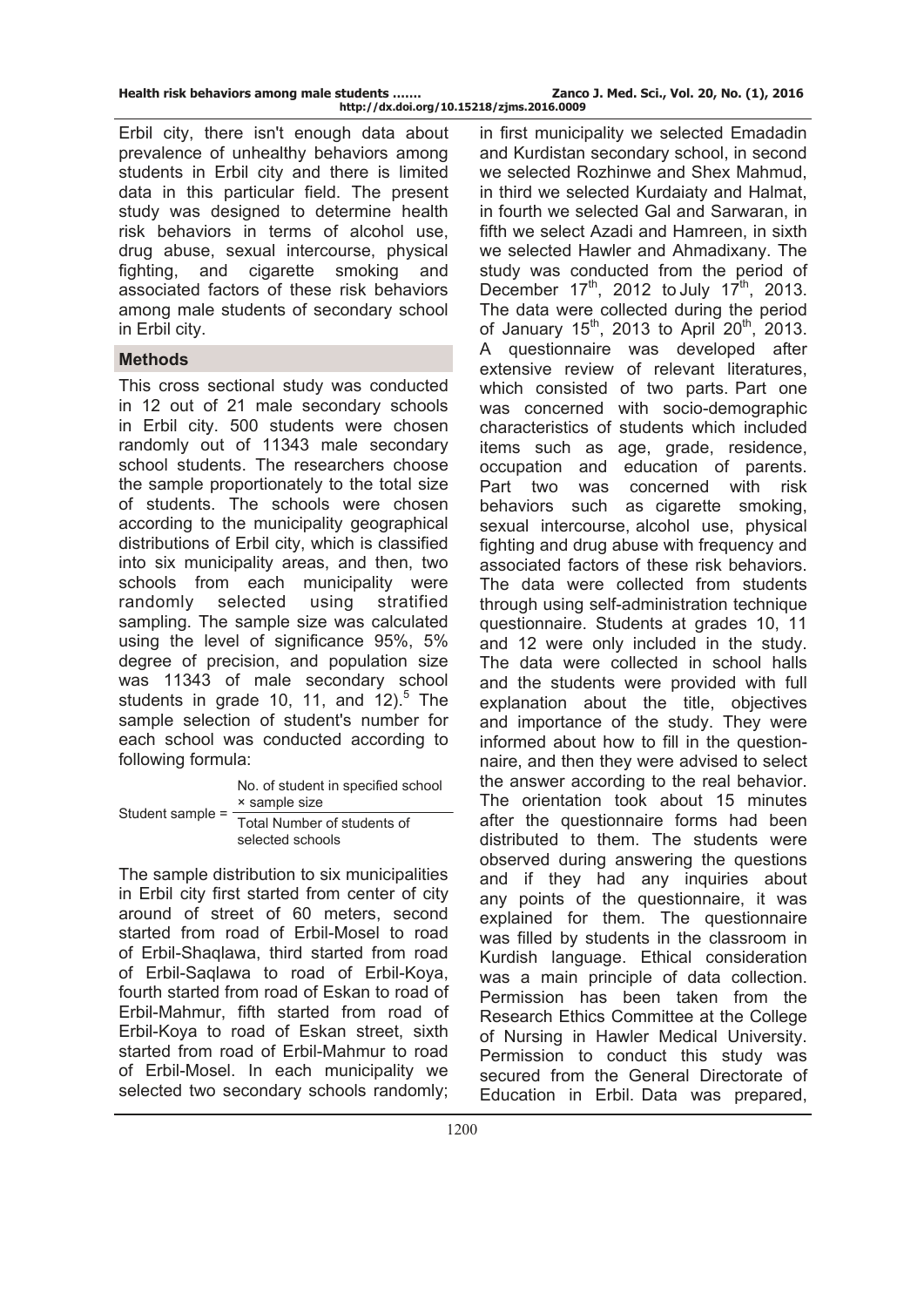Erbil city, there isn't enough data about prevalence of unhealthy behaviors among students in Erbil city and there is limited data in this particular field. The present study was designed to determine health risk behaviors in terms of alcohol use, drug abuse, sexual intercourse, physical fighting, and cigarette smoking and associated factors of these risk behaviors among male students of secondary school in Erbil city.

## Methods

This cross sectional study was conducted in 12 out of 21 male secondary schools in Erbil city. 500 students were chosen randomly out of 11343 male secondary school students. The researchers choose the sample proportionately to the total size of students. The schools were chosen according to the municipality geographical distributions of Erbil city, which is classified into six municipality areas, and then, two schools from each municipality were randomly selected using stratified sampling. The sample size was calculated using the level of significance 95%, 5% degree of precision, and population size was 11343 of male secondary school students in grade 10, 11, and 12).[5] The sample selection of student's number for each school was conducted according to following formula:

$$\text{Student sample} = \frac{\text{No. of student in specified school} \times \text{sample size}}{\text{Total Number of students of selected schools}}$$

The sample distribution to six municipalities in Erbil city first started from center of city around of street of 60 meters, second started from road of Erbil-Mosel to road of Erbil-Shaqlawa, third started from road of Erbil-Saqlawa to road of Erbil-Koya, fourth started from road of Eskan to road of Erbil-Mahmur, fifth started from road of Erbil-Koya to road of Eskan street, sixth started from road of Erbil-Mahmur to road of Erbil-Mosel. In each municipality we selected two secondary schools randomly; in first municipality we selected Emadadin and Kurdistan secondary school, in second we selected Rozhinwe and Shex Mahmud, in third we selected Kurdaiaty and Halmat, in fourth we selected Gal and Sarwaran, in fifth we select Azadi and Hamreen, in sixth we selected Hawler and Ahmadixany. The study was conducted from the period of December 17th, 2012 to July 17th, 2013. The data were collected during the period of January 15th, 2013 to April 20th, 2013. A questionnaire was developed after extensive review of relevant literatures, which consisted of two parts. Part one was concerned with socio-demographic characteristics of students which included items such as age, grade, residence, occupation and education of parents. Part two was concerned with risk behaviors such as cigarette smoking, sexual intercourse, alcohol use, physical fighting and drug abuse with frequency and associated factors of these risk behaviors. The data were collected from students through using self-administration technique questionnaire. Students at grades 10, 11 and 12 were only included in the study. The data were collected in school halls and the students were provided with full explanation about the title, objectives and importance of the study. They were informed about how to fill in the questionnaire, and then they were advised to select the answer according to the real behavior. The orientation took about 15 minutes after the questionnaire forms had been distributed to them. The students were observed during answering the questions and if they had any inquiries about any points of the questionnaire, it was explained for them. The questionnaire was filled by students in the classroom in Kurdish language. Ethical consideration was a main principle of data collection. Permission has been taken from the Research Ethics Committee at the College of Nursing in Hawler Medical University. Permission to conduct this study was secured from the General Directorate of Education in Erbil. Data was prepared,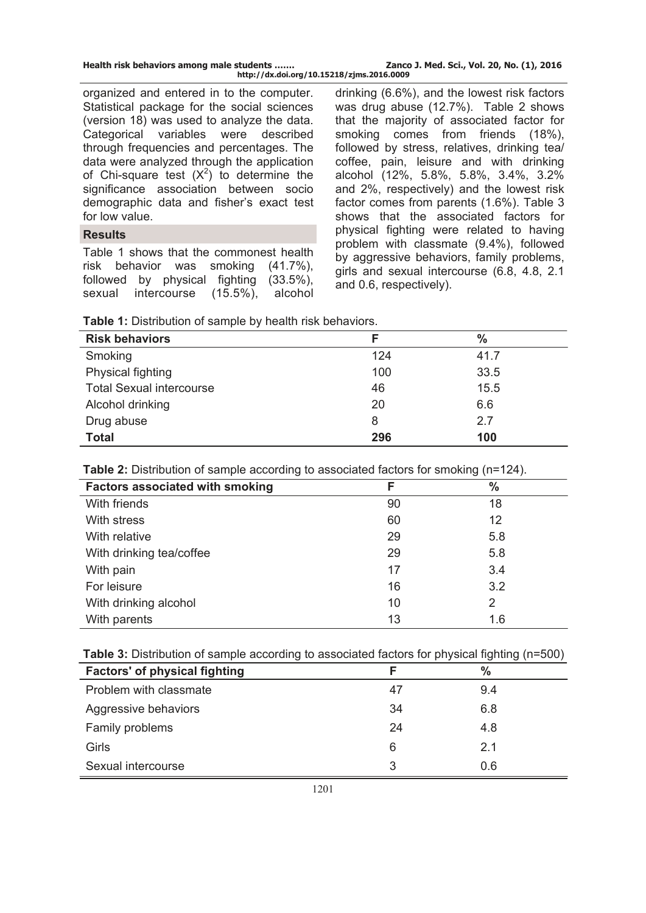organized and entered in to the computer. Statistical package for the social sciences (version 18) was used to analyze the data. Categorical variables were described through frequencies and percentages. The data were analyzed through the application of Chi-square test ($X^2$) to determine the significance association between socio demographic data and fisher's exact test for low value.

## Results

Table 1 shows that the commonest health risk behavior was smoking (41.7%), followed by physical fighting (33.5%), sexual intercourse (15.5%), alcohol drinking (6.6%), and the lowest risk factors was drug abuse (12.7%). Table 2 shows that the majority of associated factor for smoking comes from friends (18%), followed by stress, relatives, drinking tea/ coffee, pain, leisure and with drinking alcohol (12%, 5.8%, 5.8%, 3.4%, 3.2% and 2%, respectively) and the lowest risk factor comes from parents (1.6%). Table 3 shows that the associated factors for physical fighting were related to having problem with classmate (9.4%), followed by aggressive behaviors, family problems, girls and sexual intercourse (6.8, 4.8, 2.1 and 0.6, respectively).

**Table 1:** Distribution of sample by health risk behaviors.

| Risk behaviors | F | % |
|---|---|---|
| Smoking | 124 | 41.7 |
| Physical fighting | 100 | 33.5 |
| Total Sexual intercourse | 46 | 15.5 |
| Alcohol drinking | 20 | 6.6 |
| Drug abuse | 8 | 2.7 |
| **Total** | **296** | **100** |

**Table 2:** Distribution of sample according to associated factors for smoking (n=124).

| Factors associated with smoking | F | % |
|---|---|---|
| With friends | 90 | 18 |
| With stress | 60 | 12 |
| With relative | 29 | 5.8 |
| With drinking tea/coffee | 29 | 5.8 |
| With pain | 17 | 3.4 |
| For leisure | 16 | 3.2 |
| With drinking alcohol | 10 | 2 |
| With parents | 13 | 1.6 |

**Table 3:** Distribution of sample according to associated factors for physical fighting (n=500)

| Factors' of physical fighting | F | % |
|---|---|---|
| Problem with classmate | 47 | 9.4 |
| Aggressive behaviors | 34 | 6.8 |
| Family problems | 24 | 4.8 |
| Girls | 6 | 2.1 |
| Sexual intercourse | 3 | 0.6 |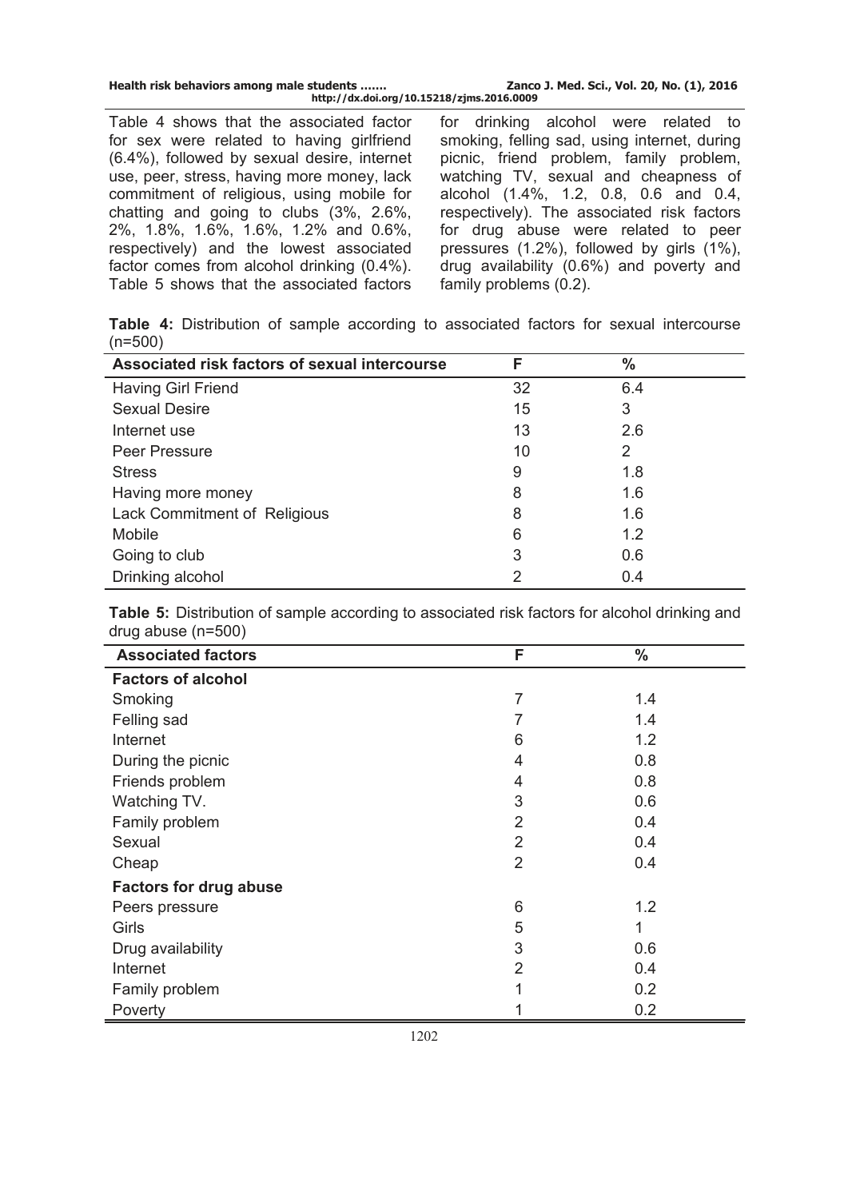Table 4 shows that the associated factor for sex were related to having girlfriend (6.4%), followed by sexual desire, internet use, peer, stress, having more money, lack commitment of religious, using mobile for chatting and going to clubs (3%, 2.6%, 2%, 1.8%, 1.6%, 1.6%, 1.2% and 0.6%, respectively) and the lowest associated factor comes from alcohol drinking (0.4%). Table 5 shows that the associated factors for drinking alcohol were related to smoking, felling sad, using internet, during picnic, friend problem, family problem, watching TV, sexual and cheapness of alcohol (1.4%, 1.2, 0.8, 0.6 and 0.4, respectively). The associated risk factors for drug abuse were related to peer pressures (1.2%), followed by girls (1%), drug availability (0.6%) and poverty and family problems (0.2).

**Table 4:** Distribution of sample according to associated factors for sexual intercourse (n=500)

| Associated risk factors of sexual intercourse | F | % |
|---|---|---|
| Having Girl Friend | 32 | 6.4 |
| Sexual Desire | 15 | 3 |
| Internet use | 13 | 2.6 |
| Peer Pressure | 10 | 2 |
| Stress | 9 | 1.8 |
| Having more money | 8 | 1.6 |
| Lack Commitment of Religious | 8 | 1.6 |
| Mobile | 6 | 1.2 |
| Going to club | 3 | 0.6 |
| Drinking alcohol | 2 | 0.4 |

**Table 5:** Distribution of sample according to associated risk factors for alcohol drinking and drug abuse (n=500)

| Associated factors | F | % |
|---|---|---|
| **Factors of alcohol** | | |
| Smoking | 7 | 1.4 |
| Felling sad | 7 | 1.4 |
| Internet | 6 | 1.2 |
| During the picnic | 4 | 0.8 |
| Friends problem | 4 | 0.8 |
| Watching TV. | 3 | 0.6 |
| Family problem | 2 | 0.4 |
| Sexual | 2 | 0.4 |
| Cheap | 2 | 0.4 |
| **Factors for drug abuse** | | |
| Peers pressure | 6 | 1.2 |
| Girls | 5 | 1 |
| Drug availability | 3 | 0.6 |
| Internet | 2 | 0.4 |
| Family problem | 1 | 0.2 |
| Poverty | 1 | 0.2 |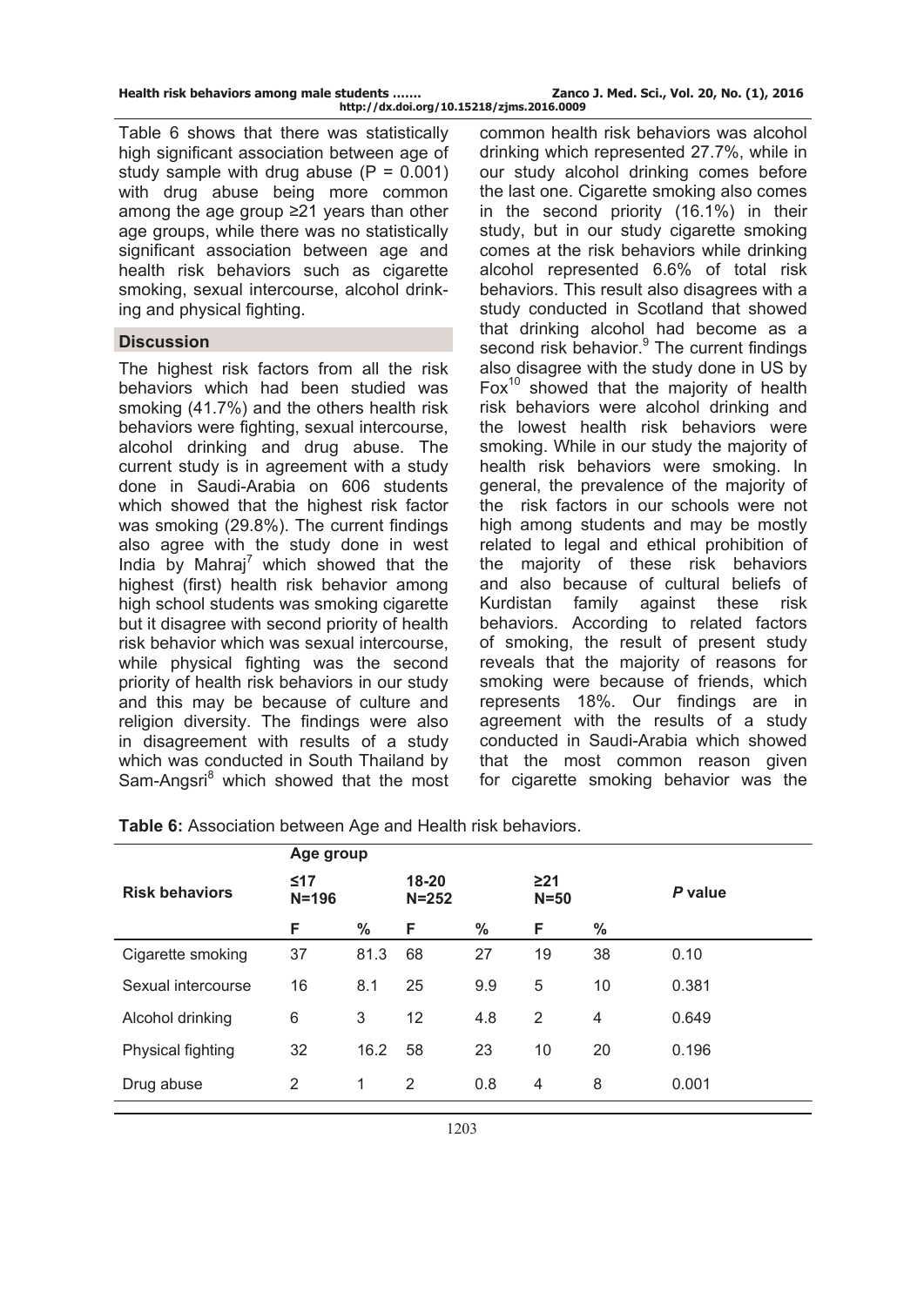Table 6 shows that there was statistically high significant association between age of study sample with drug abuse (P = 0.001) with drug abuse being more common among the age group ≥21 years than other age groups, while there was no statistically significant association between age and health risk behaviors such as cigarette smoking, sexual intercourse, alcohol drinking and physical fighting.

## Discussion

The highest risk factors from all the risk behaviors which had been studied was smoking (41.7%) and the others health risk behaviors were fighting, sexual intercourse, alcohol drinking and drug abuse. The current study is in agreement with a study done in Saudi-Arabia on 606 students which showed that the highest risk factor was smoking (29.8%). The current findings also agree with the study done in west India by Mahraj[7] which showed that the highest (first) health risk behavior among high school students was smoking cigarette but it disagree with second priority of health risk behavior which was sexual intercourse, while physical fighting was the second priority of health risk behaviors in our study and this may be because of culture and religion diversity. The findings were also in disagreement with results of a study which was conducted in South Thailand by Sam-Angsri[8] which showed that the most common health risk behaviors was alcohol drinking which represented 27.7%, while in our study alcohol drinking comes before the last one. Cigarette smoking also comes in the second priority (16.1%) in their study, but in our study cigarette smoking comes at the risk behaviors while drinking alcohol represented 6.6% of total risk behaviors. This result also disagrees with a study conducted in Scotland that showed that drinking alcohol had become as a second risk behavior.[9] The current findings also disagree with the study done in US by Fox[10] showed that the majority of health risk behaviors were alcohol drinking and the lowest health risk behaviors were smoking. While in our study the majority of health risk behaviors were smoking. In general, the prevalence of the majority of the risk factors in our schools were not high among students and may be mostly related to legal and ethical prohibition of the majority of these risk behaviors and also because of cultural beliefs of Kurdistan family against these risk behaviors. According to related factors of smoking, the result of present study reveals that the majority of reasons for smoking were because of friends, which represents 18%. Our findings are in agreement with the results of a study conducted in Saudi-Arabia which showed that the most common reason given for cigarette smoking behavior was the

**Table 6:** Association between Age and Health risk behaviors.

| Risk behaviors | Age group | | | | | | P value |
|---|---|---|---|---|---|---|---|
| | ≤17 N=196 | | 18-20 N=252 | | ≥21 N=50 | | |
| | F | % | F | % | F | % | |
| Cigarette smoking | 37 | 81.3 | 68 | 27 | 19 | 38 | 0.10 |
| Sexual intercourse | 16 | 8.1 | 25 | 9.9 | 5 | 10 | 0.381 |
| Alcohol drinking | 6 | 3 | 12 | 4.8 | 2 | 4 | 0.649 |
| Physical fighting | 32 | 16.2 | 58 | 23 | 10 | 20 | 0.196 |
| Drug abuse | 2 | 1 | 2 | 0.8 | 4 | 8 | 0.001 |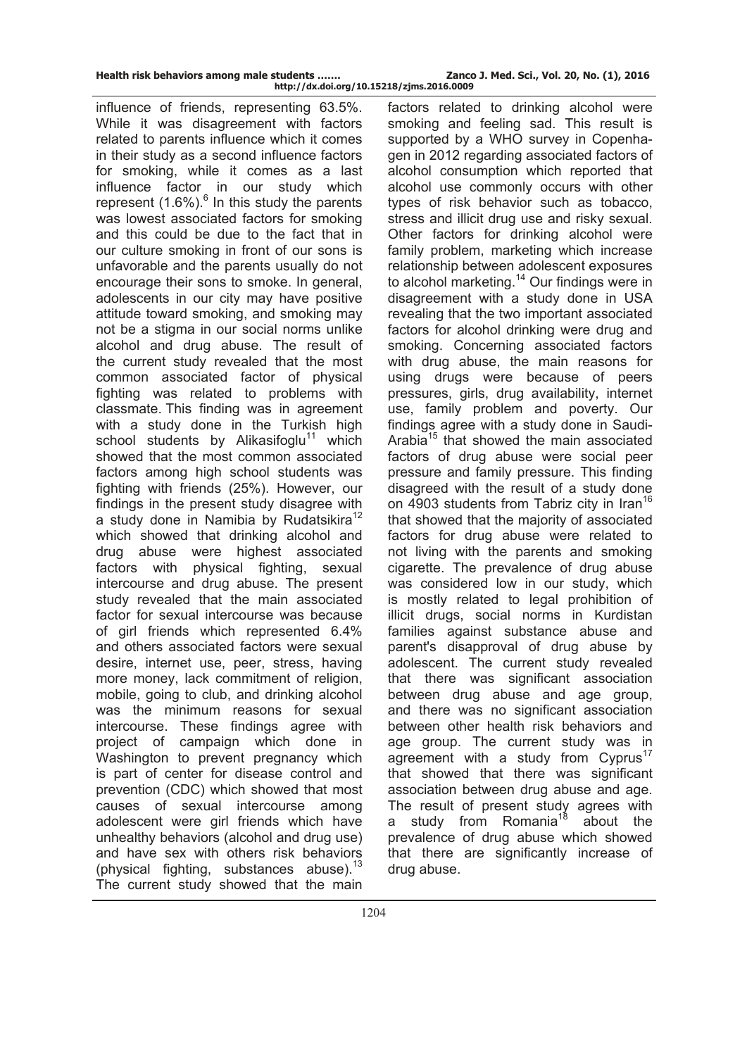influence of friends, representing 63.5%. While it was disagreement with factors related to parents influence which it comes in their study as a second influence factors for smoking, while it comes as a last influence factor in our study which represent (1.6%).[6] In this study the parents was lowest associated factors for smoking and this could be due to the fact that in our culture smoking in front of our sons is unfavorable and the parents usually do not encourage their sons to smoke. In general, adolescents in our city may have positive attitude toward smoking, and smoking may not be a stigma in our social norms unlike alcohol and drug abuse. The result of the current study revealed that the most common associated factor of physical fighting was related to problems with classmate. This finding was in agreement with a study done in the Turkish high school students by Alikasifoglu[11] which showed that the most common associated factors among high school students was fighting with friends (25%). However, our findings in the present study disagree with a study done in Namibia by Rudatsikira[12] which showed that drinking alcohol and drug abuse were highest associated factors with physical fighting, sexual intercourse and drug abuse. The present study revealed that the main associated factor for sexual intercourse was because of girl friends which represented 6.4% and others associated factors were sexual desire, internet use, peer, stress, having more money, lack commitment of religion, mobile, going to club, and drinking alcohol was the minimum reasons for sexual intercourse. These findings agree with project of campaign which done in Washington to prevent pregnancy which is part of center for disease control and prevention (CDC) which showed that most causes of sexual intercourse among adolescent were girl friends which have unhealthy behaviors (alcohol and drug use) and have sex with others risk behaviors (physical fighting, substances abuse).[13] The current study showed that the main factors related to drinking alcohol were smoking and feeling sad. This result is supported by a WHO survey in Copenhagen in 2012 regarding associated factors of alcohol consumption which reported that alcohol use commonly occurs with other types of risk behavior such as tobacco, stress and illicit drug use and risky sexual. Other factors for drinking alcohol were family problem, marketing which increase relationship between adolescent exposures to alcohol marketing.[14] Our findings were in disagreement with a study done in USA revealing that the two important associated factors for alcohol drinking were drug and smoking. Concerning associated factors with drug abuse, the main reasons for using drugs were because of peers pressures, girls, drug availability, internet use, family problem and poverty. Our findings agree with a study done in Saudi-Arabia[15] that showed the main associated factors of drug abuse were social peer pressure and family pressure. This finding disagreed with the result of a study done on 4903 students from Tabriz city in Iran[16] that showed that the majority of associated factors for drug abuse were related to not living with the parents and smoking cigarette. The prevalence of drug abuse was considered low in our study, which is mostly related to legal prohibition of illicit drugs, social norms in Kurdistan families against substance abuse and parent's disapproval of drug abuse by adolescent. The current study revealed that there was significant association between drug abuse and age group, and there was no significant association between other health risk behaviors and age group. The current study was in agreement with a study from Cyprus[17] that showed that there was significant association between drug abuse and age. The result of present study agrees with a study from Romania[18] about the prevalence of drug abuse which showed that there are significantly increase of drug abuse.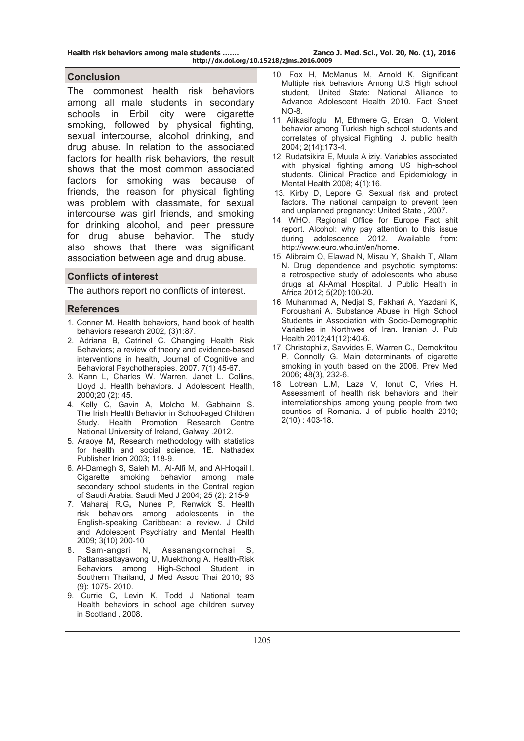## Conclusion

The commonest health risk behaviors among all male students in secondary schools in Erbil city were cigarette smoking, followed by physical fighting, sexual intercourse, alcohol drinking, and drug abuse. In relation to the associated factors for health risk behaviors, the result shows that the most common associated factors for smoking was because of friends, the reason for physical fighting was problem with classmate, for sexual intercourse was girl friends, and smoking for drinking alcohol, and peer pressure for drug abuse behavior. The study also shows that there was significant association between age and drug abuse.

## Conflicts of interest

The authors report no conflicts of interest.

## References

1. Conner M. Health behaviors, hand book of health behaviors research 2002, (3)1:87.
2. Adriana B, Catrinel C. Changing Health Risk Behaviors; a review of theory and evidence-based interventions in health, Journal of Cognitive and Behavioral Psychotherapies. 2007, 7(1) 45-67.
3. Kann L, Charles W. Warren, Janet L. Collins, Lloyd J. Health behaviors. J Adolescent Health, 2000;20 (2): 45.
4. Kelly C, Gavin A, Molcho M, Gabhainn S. The Irish Health Behavior in School-aged Children Study. Health Promotion Research Centre National University of Ireland, Galway .2012.
5. Araoye M, Research methodology with statistics for health and social science, 1E. Nathadex Publisher Irion 2003; 118-9.
6. Al-Damegh S, Saleh M., Al-Alfi M, and Al-Hoqail I. Cigarette smoking behavior among male secondary school students in the Central region of Saudi Arabia. Saudi Med J 2004; 25 (2): 215-9
7. Maharaj R.G, Nunes P, Renwick S. Health risk behaviors among adolescents in the English-speaking Caribbean: a review. J Child and Adolescent Psychiatry and Mental Health 2009; 3(10) 200-10
8. Sam-angsri N, Assanangkornchai S, Pattanasattayawong U, Muekthong A. Health-Risk Behaviors among High-School Student in Southern Thailand, J Med Assoc Thai 2010; 93 (9): 1075- 2010.
9. Currie C, Levin K, Todd J National team Health behaviors in school age children survey in Scotland , 2008.
10. Fox H, McManus M, Arnold K, Significant Multiple risk behaviors Among U.S High school student, United State: National Alliance to Advance Adolescent Health 2010. Fact Sheet NO-8.
11. Alikasifoglu M, Ethmere G, Ercan O. Violent behavior among Turkish high school students and correlates of physical Fighting J. public health 2004; 2(14):173-4.
12. Rudatsikira E, Muula A iziy. Variables associated with physical fighting among US high-school students. Clinical Practice and Epidemiology in Mental Health 2008; 4(1):16.
13. Kirby D, Lepore G, Sexual risk and protect factors. The national campaign to prevent teen and unplanned pregnancy: United State , 2007.
14. WHO. Regional Office for Europe Fact shit report. Alcohol: why pay attention to this issue during adolescence 2012. Available from: http://www.euro.who.int/en/home.
15. Alibraim O, Elawad N, Misau Y, Shaikh T, Allam N. Drug dependence and psychotic symptoms: a retrospective study of adolescents who abuse drugs at Al-Amal Hospital. J Public Health in Africa 2012; 5(20):100-20.
16. Muhammad A, Nedjat S, Fakhari A, Yazdani K, Foroushani A. Substance Abuse in High School Students in Association with Socio-Demographic Variables in Northwes of Iran. Iranian J. Pub Health 2012;41(12):40-6.
17. Christophi z, Savvides E, Warren C., Demokritou P, Connolly G. Main determinants of cigarette smoking in youth based on the 2006. Prev Med 2006; 48(3), 232-6.
18. Lotrean L.M, Laza V, Ionut C, Vries H. Assessment of health risk behaviors and their interrelationships among young people from two counties of Romania. J of public health 2010; 2(10) : 403-18.